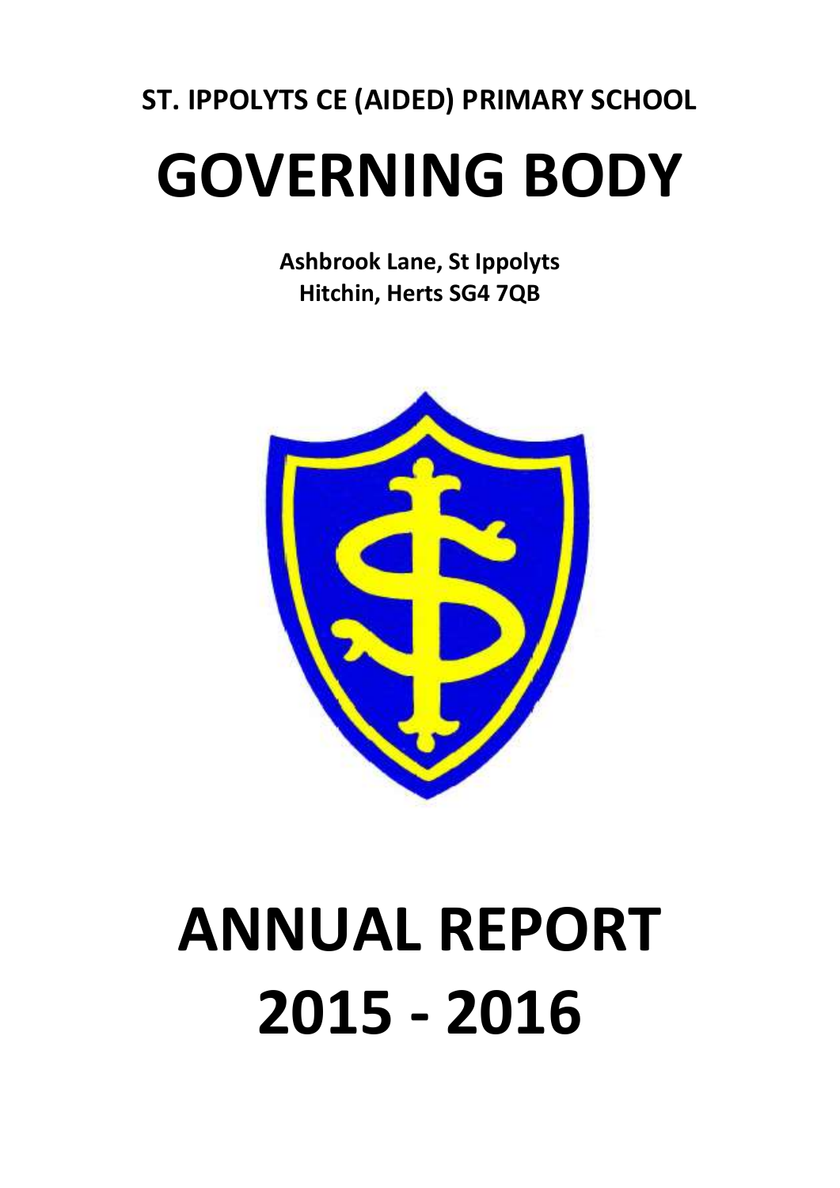**ST. IPPOLYTS CE (AIDED) PRIMARY SCHOOL**

# GOVERNING BODY

**Ashbrook Lane, St Ippolyts**
**Hitchin, Herts SG4 7QB**

# ANNUAL REPORT 2015 - 2016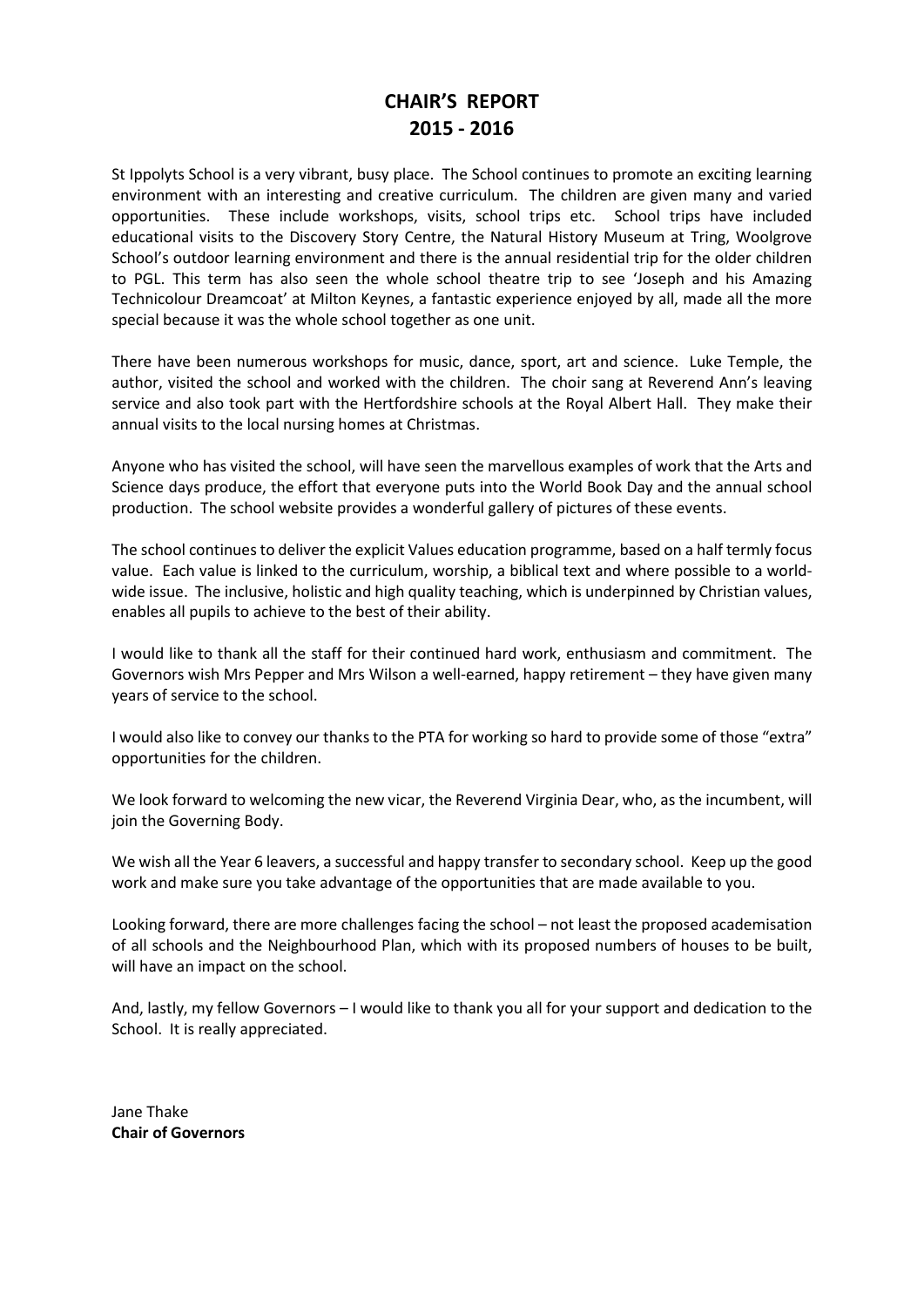# CHAIR'S REPORT
# 2015 - 2016

St Ippolyts School is a very vibrant, busy place. The School continues to promote an exciting learning environment with an interesting and creative curriculum. The children are given many and varied opportunities. These include workshops, visits, school trips etc. School trips have included educational visits to the Discovery Story Centre, the Natural History Museum at Tring, Woolgrove School's outdoor learning environment and there is the annual residential trip for the older children to PGL. This term has also seen the whole school theatre trip to see 'Joseph and his Amazing Technicolour Dreamcoat' at Milton Keynes, a fantastic experience enjoyed by all, made all the more special because it was the whole school together as one unit.

There have been numerous workshops for music, dance, sport, art and science. Luke Temple, the author, visited the school and worked with the children. The choir sang at Reverend Ann's leaving service and also took part with the Hertfordshire schools at the Royal Albert Hall. They make their annual visits to the local nursing homes at Christmas.

Anyone who has visited the school, will have seen the marvellous examples of work that the Arts and Science days produce, the effort that everyone puts into the World Book Day and the annual school production. The school website provides a wonderful gallery of pictures of these events.

The school continues to deliver the explicit Values education programme, based on a half termly focus value. Each value is linked to the curriculum, worship, a biblical text and where possible to a world-wide issue. The inclusive, holistic and high quality teaching, which is underpinned by Christian values, enables all pupils to achieve to the best of their ability.

I would like to thank all the staff for their continued hard work, enthusiasm and commitment. The Governors wish Mrs Pepper and Mrs Wilson a well-earned, happy retirement – they have given many years of service to the school.

I would also like to convey our thanks to the PTA for working so hard to provide some of those "extra" opportunities for the children.

We look forward to welcoming the new vicar, the Reverend Virginia Dear, who, as the incumbent, will join the Governing Body.

We wish all the Year 6 leavers, a successful and happy transfer to secondary school. Keep up the good work and make sure you take advantage of the opportunities that are made available to you.

Looking forward, there are more challenges facing the school – not least the proposed academisation of all schools and the Neighbourhood Plan, which with its proposed numbers of houses to be built, will have an impact on the school.

And, lastly, my fellow Governors – I would like to thank you all for your support and dedication to the School. It is really appreciated.

Jane Thake
**Chair of Governors**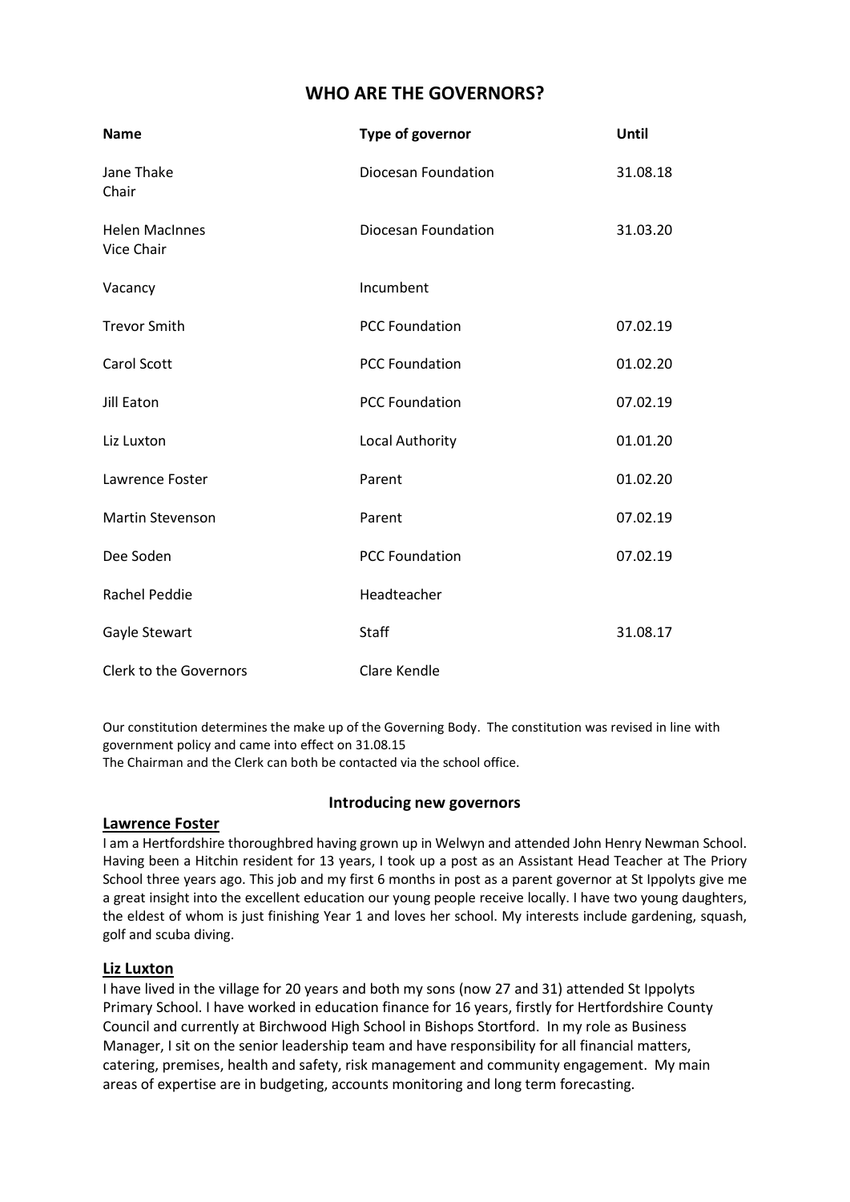# WHO ARE THE GOVERNORS?

| Name | Type of governor | Until |
|---|---|---|
| Jane Thake<br>Chair | Diocesan Foundation | 31.08.18 |
| Helen MacInnes<br>Vice Chair | Diocesan Foundation | 31.03.20 |
| Vacancy | Incumbent | |
| Trevor Smith | PCC Foundation | 07.02.19 |
| Carol Scott | PCC Foundation | 01.02.20 |
| Jill Eaton | PCC Foundation | 07.02.19 |
| Liz Luxton | Local Authority | 01.01.20 |
| Lawrence Foster | Parent | 01.02.20 |
| Martin Stevenson | Parent | 07.02.19 |
| Dee Soden | PCC Foundation | 07.02.19 |
| Rachel Peddie | Headteacher | |
| Gayle Stewart | Staff | 31.08.17 |
| Clerk to the Governors | Clare Kendle | |

Our constitution determines the make up of the Governing Body. The constitution was revised in line with government policy and came into effect on 31.08.15
The Chairman and the Clerk can both be contacted via the school office.

## Introducing new governors

### Lawrence Foster

I am a Hertfordshire thoroughbred having grown up in Welwyn and attended John Henry Newman School. Having been a Hitchin resident for 13 years, I took up a post as an Assistant Head Teacher at The Priory School three years ago. This job and my first 6 months in post as a parent governor at St Ippolyts give me a great insight into the excellent education our young people receive locally. I have two young daughters, the eldest of whom is just finishing Year 1 and loves her school. My interests include gardening, squash, golf and scuba diving.

### Liz Luxton

I have lived in the village for 20 years and both my sons (now 27 and 31) attended St Ippolyts Primary School. I have worked in education finance for 16 years, firstly for Hertfordshire County Council and currently at Birchwood High School in Bishops Stortford. In my role as Business Manager, I sit on the senior leadership team and have responsibility for all financial matters, catering, premises, health and safety, risk management and community engagement. My main areas of expertise are in budgeting, accounts monitoring and long term forecasting.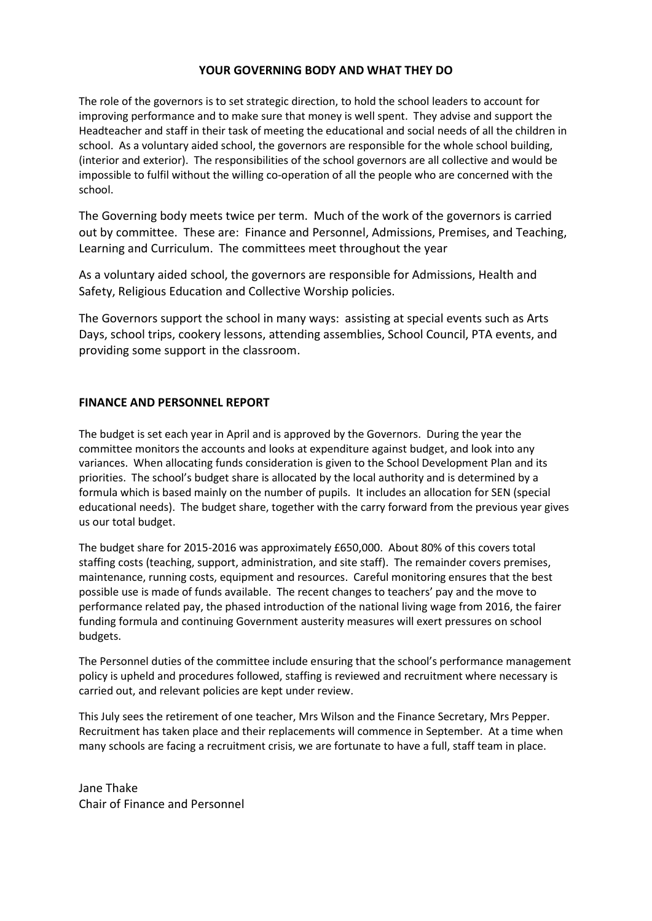## YOUR GOVERNING BODY AND WHAT THEY DO

The role of the governors is to set strategic direction, to hold the school leaders to account for improving performance and to make sure that money is well spent. They advise and support the Headteacher and staff in their task of meeting the educational and social needs of all the children in school. As a voluntary aided school, the governors are responsible for the whole school building, (interior and exterior). The responsibilities of the school governors are all collective and would be impossible to fulfil without the willing co-operation of all the people who are concerned with the school.

The Governing body meets twice per term. Much of the work of the governors is carried out by committee. These are: Finance and Personnel, Admissions, Premises, and Teaching, Learning and Curriculum. The committees meet throughout the year

As a voluntary aided school, the governors are responsible for Admissions, Health and Safety, Religious Education and Collective Worship policies.

The Governors support the school in many ways: assisting at special events such as Arts Days, school trips, cookery lessons, attending assemblies, School Council, PTA events, and providing some support in the classroom.

## FINANCE AND PERSONNEL REPORT

The budget is set each year in April and is approved by the Governors. During the year the committee monitors the accounts and looks at expenditure against budget, and look into any variances. When allocating funds consideration is given to the School Development Plan and its priorities. The school's budget share is allocated by the local authority and is determined by a formula which is based mainly on the number of pupils. It includes an allocation for SEN (special educational needs). The budget share, together with the carry forward from the previous year gives us our total budget.

The budget share for 2015-2016 was approximately £650,000. About 80% of this covers total staffing costs (teaching, support, administration, and site staff). The remainder covers premises, maintenance, running costs, equipment and resources. Careful monitoring ensures that the best possible use is made of funds available. The recent changes to teachers' pay and the move to performance related pay, the phased introduction of the national living wage from 2016, the fairer funding formula and continuing Government austerity measures will exert pressures on school budgets.

The Personnel duties of the committee include ensuring that the school's performance management policy is upheld and procedures followed, staffing is reviewed and recruitment where necessary is carried out, and relevant policies are kept under review.

This July sees the retirement of one teacher, Mrs Wilson and the Finance Secretary, Mrs Pepper. Recruitment has taken place and their replacements will commence in September. At a time when many schools are facing a recruitment crisis, we are fortunate to have a full, staff team in place.

Jane Thake
Chair of Finance and Personnel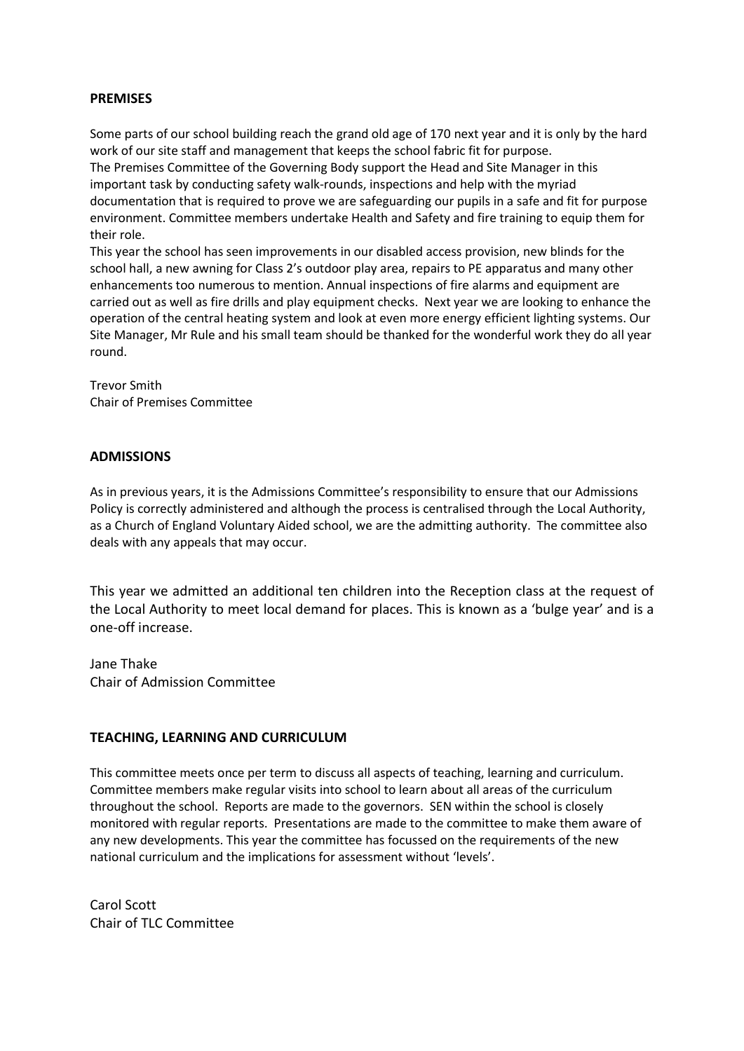## PREMISES

Some parts of our school building reach the grand old age of 170 next year and it is only by the hard work of our site staff and management that keeps the school fabric fit for purpose.
The Premises Committee of the Governing Body support the Head and Site Manager in this important task by conducting safety walk-rounds, inspections and help with the myriad documentation that is required to prove we are safeguarding our pupils in a safe and fit for purpose environment. Committee members undertake Health and Safety and fire training to equip them for their role.
This year the school has seen improvements in our disabled access provision, new blinds for the school hall, a new awning for Class 2's outdoor play area, repairs to PE apparatus and many other enhancements too numerous to mention. Annual inspections of fire alarms and equipment are carried out as well as fire drills and play equipment checks. Next year we are looking to enhance the operation of the central heating system and look at even more energy efficient lighting systems. Our Site Manager, Mr Rule and his small team should be thanked for the wonderful work they do all year round.

Trevor Smith
Chair of Premises Committee

## ADMISSIONS

As in previous years, it is the Admissions Committee's responsibility to ensure that our Admissions Policy is correctly administered and although the process is centralised through the Local Authority, as a Church of England Voluntary Aided school, we are the admitting authority. The committee also deals with any appeals that may occur.

This year we admitted an additional ten children into the Reception class at the request of the Local Authority to meet local demand for places. This is known as a 'bulge year' and is a one-off increase.

Jane Thake
Chair of Admission Committee

## TEACHING, LEARNING AND CURRICULUM

This committee meets once per term to discuss all aspects of teaching, learning and curriculum. Committee members make regular visits into school to learn about all areas of the curriculum throughout the school. Reports are made to the governors. SEN within the school is closely monitored with regular reports. Presentations are made to the committee to make them aware of any new developments. This year the committee has focussed on the requirements of the new national curriculum and the implications for assessment without 'levels'.

Carol Scott
Chair of TLC Committee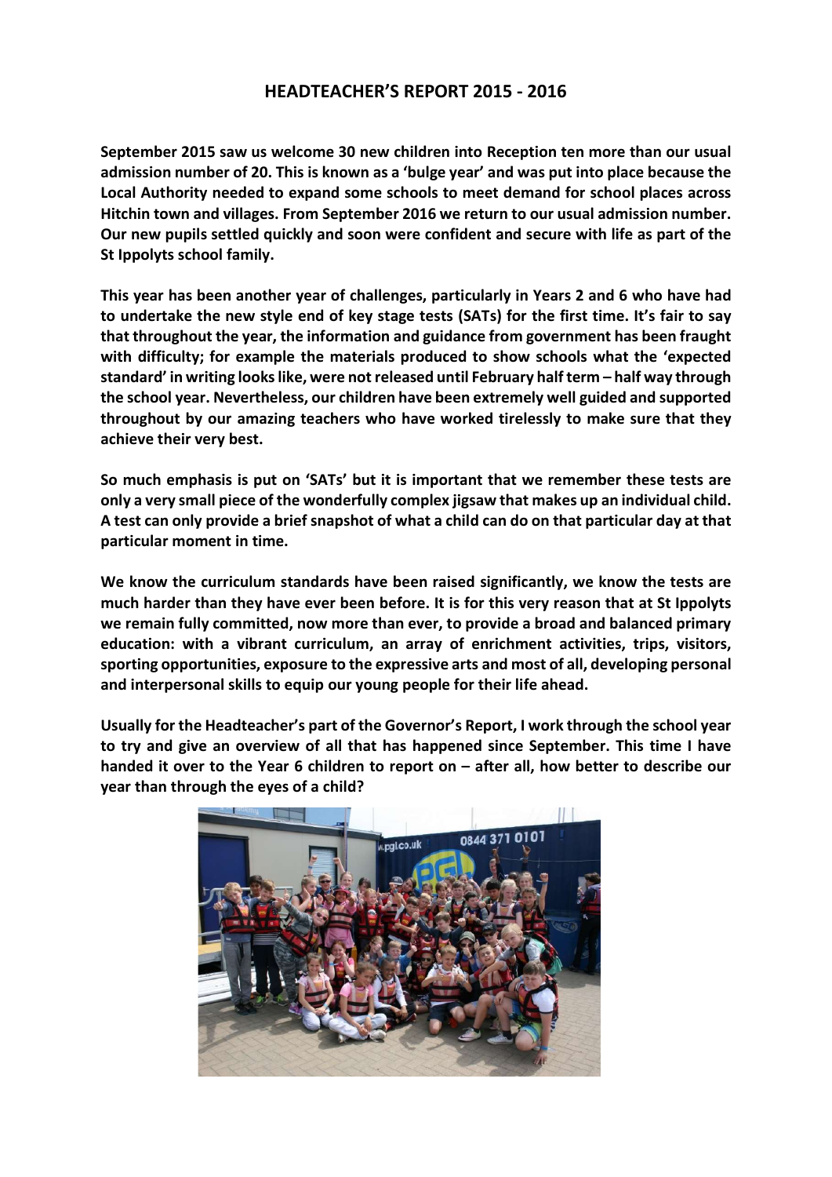# HEADTEACHER'S REPORT 2015 - 2016

**September 2015 saw us welcome 30 new children into Reception ten more than our usual admission number of 20. This is known as a 'bulge year' and was put into place because the Local Authority needed to expand some schools to meet demand for school places across Hitchin town and villages. From September 2016 we return to our usual admission number. Our new pupils settled quickly and soon were confident and secure with life as part of the St Ippolyts school family.**

**This year has been another year of challenges, particularly in Years 2 and 6 who have had to undertake the new style end of key stage tests (SATs) for the first time. It's fair to say that throughout the year, the information and guidance from government has been fraught with difficulty; for example the materials produced to show schools what the 'expected standard' in writing looks like, were not released until February half term – half way through the school year. Nevertheless, our children have been extremely well guided and supported throughout by our amazing teachers who have worked tirelessly to make sure that they achieve their very best.**

**So much emphasis is put on 'SATs' but it is important that we remember these tests are only a very small piece of the wonderfully complex jigsaw that makes up an individual child. A test can only provide a brief snapshot of what a child can do on that particular day at that particular moment in time.**

**We know the curriculum standards have been raised significantly, we know the tests are much harder than they have ever been before. It is for this very reason that at St Ippolyts we remain fully committed, now more than ever, to provide a broad and balanced primary education: with a vibrant curriculum, an array of enrichment activities, trips, visitors, sporting opportunities, exposure to the expressive arts and most of all, developing personal and interpersonal skills to equip our young people for their life ahead.**

**Usually for the Headteacher's part of the Governor's Report, I work through the school year to try and give an overview of all that has happened since September. This time I have handed it over to the Year 6 children to report on – after all, how better to describe our year than through the eyes of a child?**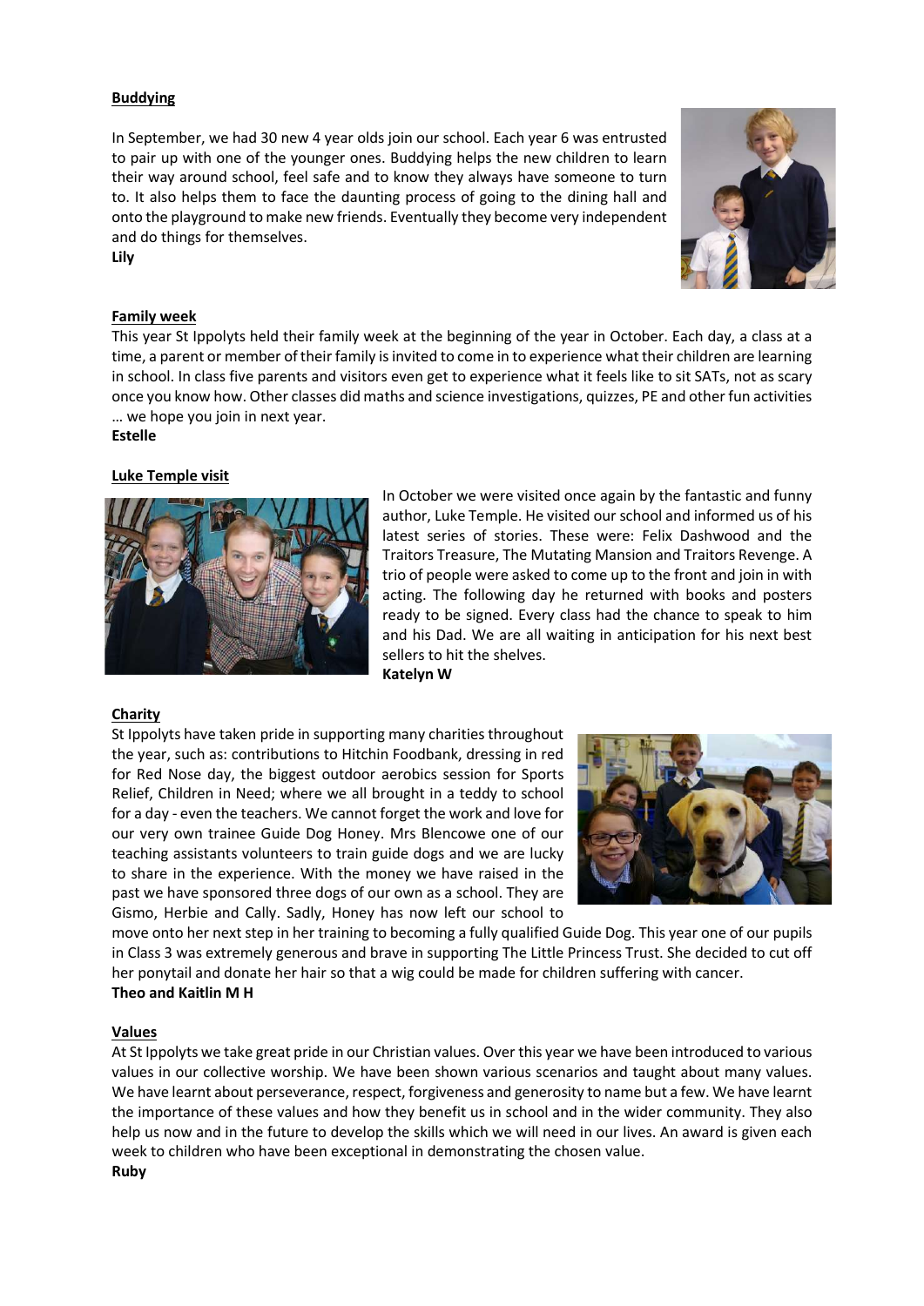**Buddying**

In September, we had 30 new 4 year olds join our school. Each year 6 was entrusted to pair up with one of the younger ones. Buddying helps the new children to learn their way around school, feel safe and to know they always have someone to turn to. It also helps them to face the daunting process of going to the dining hall and onto the playground to make new friends. Eventually they become very independent and do things for themselves.

**Lily**

**Family week**

This year St Ippolyts held their family week at the beginning of the year in October. Each day, a class at a time, a parent or member of their family is invited to come in to experience what their children are learning in school. In class five parents and visitors even get to experience what it feels like to sit SATs, not as scary once you know how. Other classes did maths and science investigations, quizzes, PE and other fun activities … we hope you join in next year.

**Estelle**

**Luke Temple visit**

In October we were visited once again by the fantastic and funny author, Luke Temple. He visited our school and informed us of his latest series of stories. These were: Felix Dashwood and the Traitors Treasure, The Mutating Mansion and Traitors Revenge. A trio of people were asked to come up to the front and join in with acting. The following day he returned with books and posters ready to be signed. Every class had the chance to speak to him and his Dad. We are all waiting in anticipation for his next best sellers to hit the shelves.

**Katelyn W**

**Charity**

St Ippolyts have taken pride in supporting many charities throughout the year, such as: contributions to Hitchin Foodbank, dressing in red for Red Nose day, the biggest outdoor aerobics session for Sports Relief, Children in Need; where we all brought in a teddy to school for a day - even the teachers. We cannot forget the work and love for our very own trainee Guide Dog Honey. Mrs Blencowe one of our teaching assistants volunteers to train guide dogs and we are lucky to share in the experience. With the money we have raised in the past we have sponsored three dogs of our own as a school. They are Gismo, Herbie and Cally. Sadly, Honey has now left our school to move onto her next step in her training to becoming a fully qualified Guide Dog. This year one of our pupils in Class 3 was extremely generous and brave in supporting The Little Princess Trust. She decided to cut off her ponytail and donate her hair so that a wig could be made for children suffering with cancer.

**Theo and Kaitlin M H**

**Values**

At St Ippolyts we take great pride in our Christian values. Over this year we have been introduced to various values in our collective worship. We have been shown various scenarios and taught about many values. We have learnt about perseverance, respect, forgiveness and generosity to name but a few. We have learnt the importance of these values and how they benefit us in school and in the wider community. They also help us now and in the future to develop the skills which we will need in our lives. An award is given each week to children who have been exceptional in demonstrating the chosen value.

**Ruby**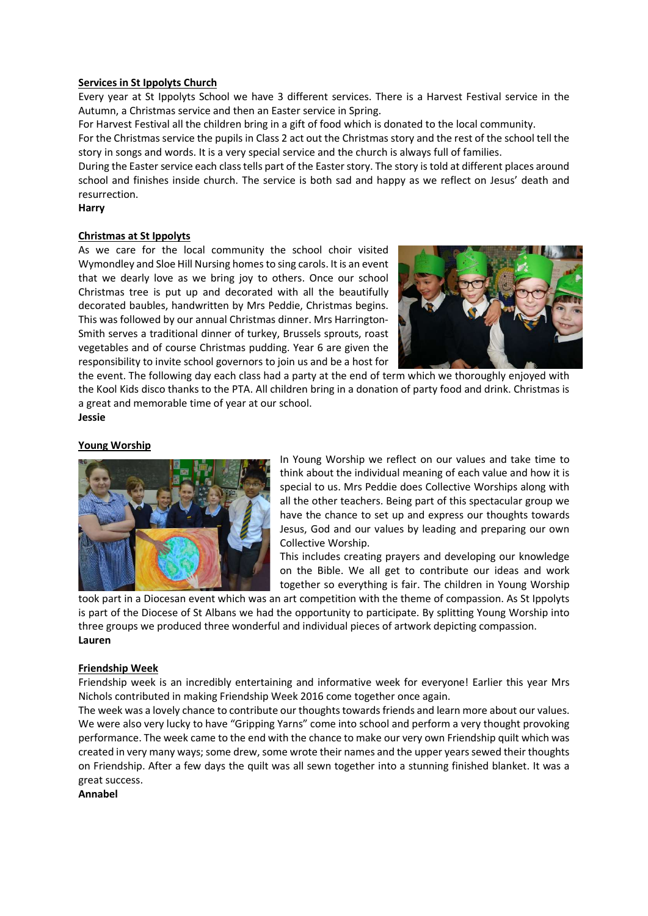**Services in St Ippolyts Church**

Every year at St Ippolyts School we have 3 different services. There is a Harvest Festival service in the Autumn, a Christmas service and then an Easter service in Spring.

For Harvest Festival all the children bring in a gift of food which is donated to the local community.

For the Christmas service the pupils in Class 2 act out the Christmas story and the rest of the school tell the story in songs and words. It is a very special service and the church is always full of families.

During the Easter service each class tells part of the Easter story. The story is told at different places around school and finishes inside church. The service is both sad and happy as we reflect on Jesus' death and resurrection.

**Harry**

**Christmas at St Ippolyts**

As we care for the local community the school choir visited Wymondley and Sloe Hill Nursing homes to sing carols. It is an event that we dearly love as we bring joy to others. Once our school Christmas tree is put up and decorated with all the beautifully decorated baubles, handwritten by Mrs Peddie, Christmas begins. This was followed by our annual Christmas dinner. Mrs Harrington-Smith serves a traditional dinner of turkey, Brussels sprouts, roast vegetables and of course Christmas pudding. Year 6 are given the responsibility to invite school governors to join us and be a host for the event. The following day each class had a party at the end of term which we thoroughly enjoyed with the Kool Kids disco thanks to the PTA. All children bring in a donation of party food and drink. Christmas is a great and memorable time of year at our school.

**Jessie**

**Young Worship**

In Young Worship we reflect on our values and take time to think about the individual meaning of each value and how it is special to us. Mrs Peddie does Collective Worships along with all the other teachers. Being part of this spectacular group we have the chance to set up and express our thoughts towards Jesus, God and our values by leading and preparing our own Collective Worship.

This includes creating prayers and developing our knowledge on the Bible. We all get to contribute our ideas and work together so everything is fair. The children in Young Worship took part in a Diocesan event which was an art competition with the theme of compassion. As St Ippolyts is part of the Diocese of St Albans we had the opportunity to participate. By splitting Young Worship into three groups we produced three wonderful and individual pieces of artwork depicting compassion.

**Lauren**

**Friendship Week**

Friendship week is an incredibly entertaining and informative week for everyone! Earlier this year Mrs Nichols contributed in making Friendship Week 2016 come together once again.

The week was a lovely chance to contribute our thoughts towards friends and learn more about our values. We were also very lucky to have "Gripping Yarns" come into school and perform a very thought provoking performance. The week came to the end with the chance to make our very own Friendship quilt which was created in very many ways; some drew, some wrote their names and the upper years sewed their thoughts on Friendship. After a few days the quilt was all sewn together into a stunning finished blanket. It was a great success.

**Annabel**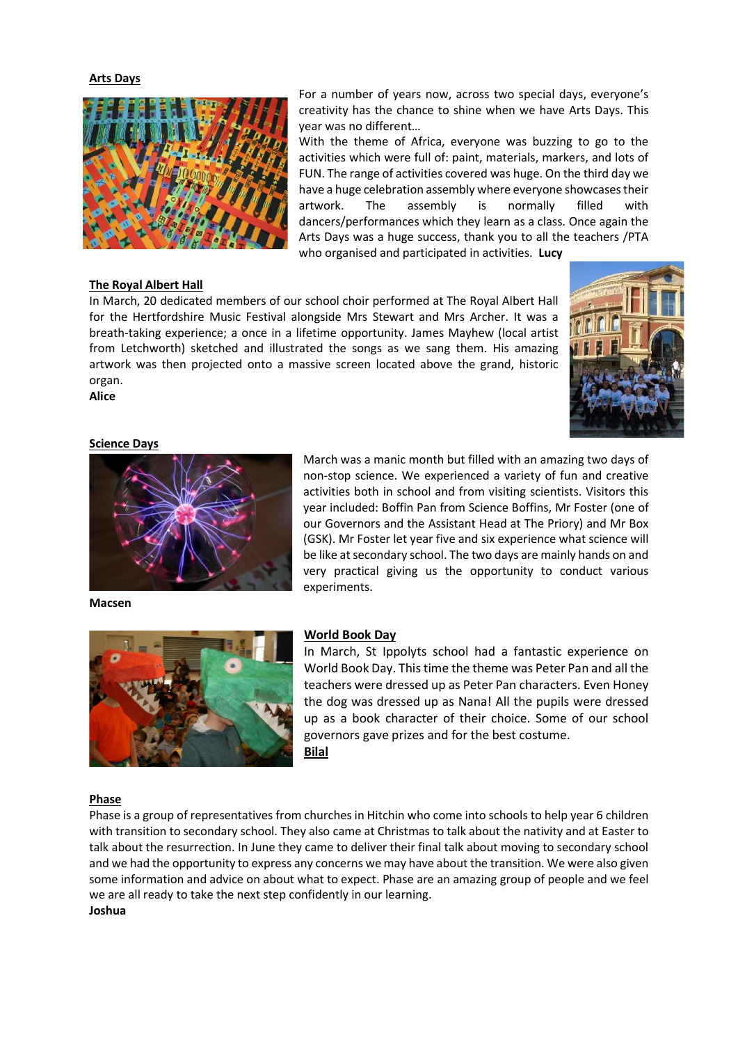**Arts Days**

For a number of years now, across two special days, everyone's creativity has the chance to shine when we have Arts Days. This year was no different…
With the theme of Africa, everyone was buzzing to go to the activities which were full of: paint, materials, markers, and lots of FUN. The range of activities covered was huge. On the third day we have a huge celebration assembly where everyone showcases their artwork. The assembly is normally filled with dancers/performances which they learn as a class. Once again the Arts Days was a huge success, thank you to all the teachers /PTA who organised and participated in activities. **Lucy**

**The Royal Albert Hall**

In March, 20 dedicated members of our school choir performed at The Royal Albert Hall for the Hertfordshire Music Festival alongside Mrs Stewart and Mrs Archer. It was a breath-taking experience; a once in a lifetime opportunity. James Mayhew (local artist from Letchworth) sketched and illustrated the songs as we sang them. His amazing artwork was then projected onto a massive screen located above the grand, historic organ.
**Alice**

**Science Days**

March was a manic month but filled with an amazing two days of non-stop science. We experienced a variety of fun and creative activities both in school and from visiting scientists. Visitors this year included: Boffin Pan from Science Boffins, Mr Foster (one of our Governors and the Assistant Head at The Priory) and Mr Box (GSK). Mr Foster let year five and six experience what science will be like at secondary school. The two days are mainly hands on and very practical giving us the opportunity to conduct various experiments.

**Macsen**

**World Book Day**

In March, St Ippolyts school had a fantastic experience on World Book Day. This time the theme was Peter Pan and all the teachers were dressed up as Peter Pan characters. Even Honey the dog was dressed up as Nana! All the pupils were dressed up as a book character of their choice. Some of our school governors gave prizes and for the best costume.
**Bilal**

**Phase**

Phase is a group of representatives from churches in Hitchin who come into schools to help year 6 children with transition to secondary school. They also came at Christmas to talk about the nativity and at Easter to talk about the resurrection. In June they came to deliver their final talk about moving to secondary school and we had the opportunity to express any concerns we may have about the transition. We were also given some information and advice on about what to expect. Phase are an amazing group of people and we feel we are all ready to take the next step confidently in our learning.
**Joshua**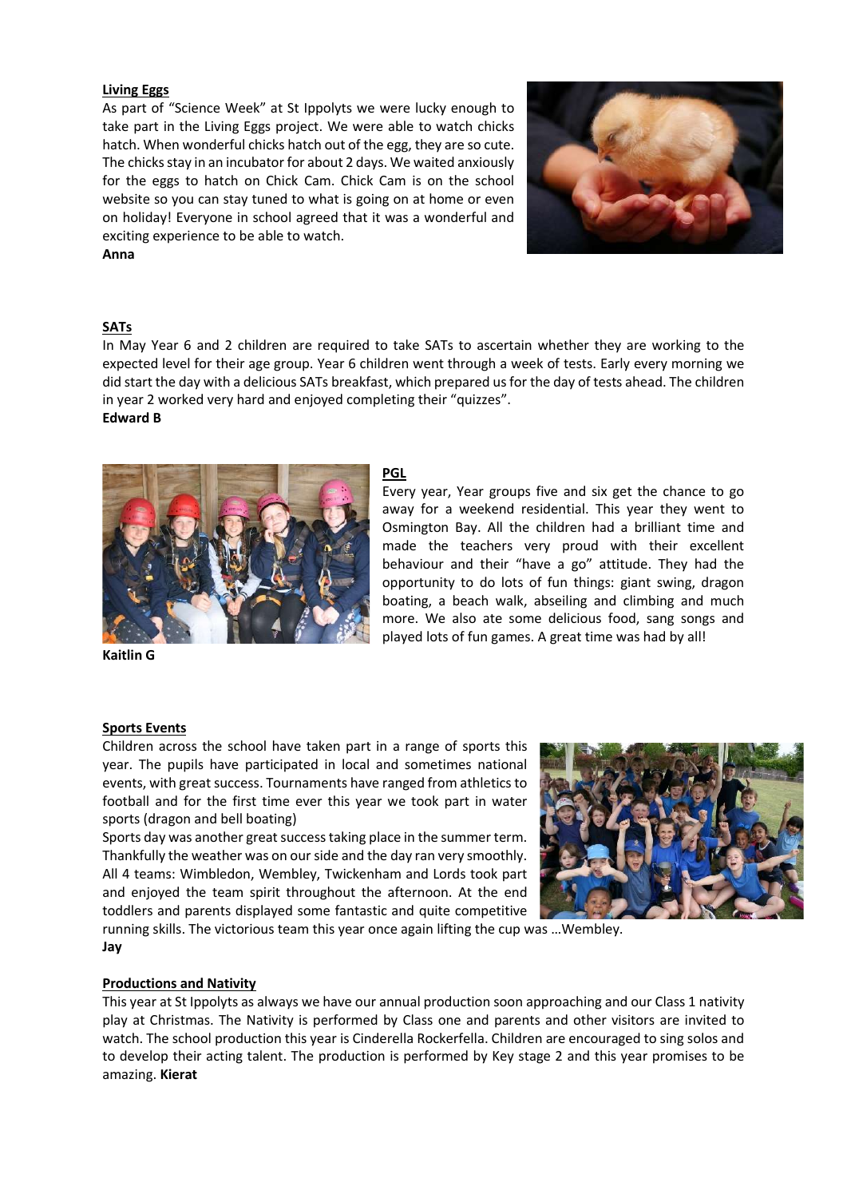**Living Eggs**

As part of "Science Week" at St Ippolyts we were lucky enough to take part in the Living Eggs project. We were able to watch chicks hatch. When wonderful chicks hatch out of the egg, they are so cute. The chicks stay in an incubator for about 2 days. We waited anxiously for the eggs to hatch on Chick Cam. Chick Cam is on the school website so you can stay tuned to what is going on at home or even on holiday! Everyone in school agreed that it was a wonderful and exciting experience to be able to watch.

**Anna**

**SATs**

In May Year 6 and 2 children are required to take SATs to ascertain whether they are working to the expected level for their age group. Year 6 children went through a week of tests. Early every morning we did start the day with a delicious SATs breakfast, which prepared us for the day of tests ahead. The children in year 2 worked very hard and enjoyed completing their "quizzes".

**Edward B**

**PGL**

Every year, Year groups five and six get the chance to go away for a weekend residential. This year they went to Osmington Bay. All the children had a brilliant time and made the teachers very proud with their excellent behaviour and their "have a go" attitude. They had the opportunity to do lots of fun things: giant swing, dragon boating, a beach walk, abseiling and climbing and much more. We also ate some delicious food, sang songs and played lots of fun games. A great time was had by all!

**Kaitlin G**

**Sports Events**

Children across the school have taken part in a range of sports this year. The pupils have participated in local and sometimes national events, with great success. Tournaments have ranged from athletics to football and for the first time ever this year we took part in water sports (dragon and bell boating)

Sports day was another great success taking place in the summer term. Thankfully the weather was on our side and the day ran very smoothly. All 4 teams: Wimbledon, Wembley, Twickenham and Lords took part and enjoyed the team spirit throughout the afternoon. At the end toddlers and parents displayed some fantastic and quite competitive running skills. The victorious team this year once again lifting the cup was …Wembley.

**Jay**

**Productions and Nativity**

This year at St Ippolyts as always we have our annual production soon approaching and our Class 1 nativity play at Christmas. The Nativity is performed by Class one and parents and other visitors are invited to watch. The school production this year is Cinderella Rockerfella. Children are encouraged to sing solos and to develop their acting talent. The production is performed by Key stage 2 and this year promises to be amazing. **Kierat**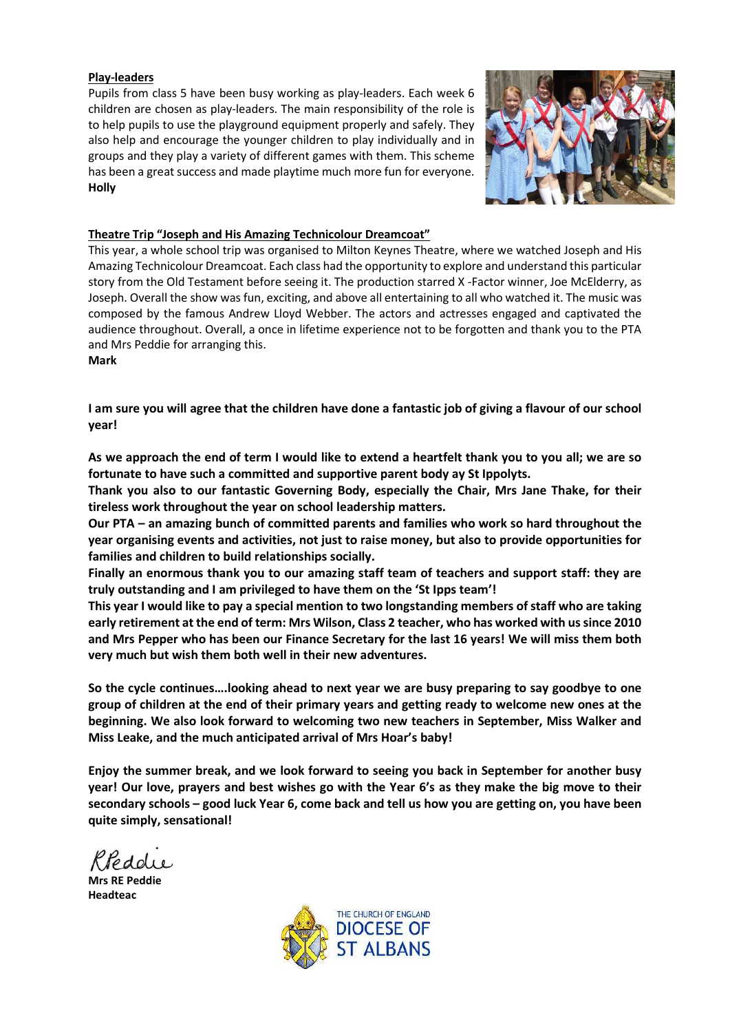**Play-leaders**

Pupils from class 5 have been busy working as play-leaders. Each week 6 children are chosen as play-leaders. The main responsibility of the role is to help pupils to use the playground equipment properly and safely. They also help and encourage the younger children to play individually and in groups and they play a variety of different games with them. This scheme has been a great success and made playtime much more fun for everyone.

**Holly**

**Theatre Trip "Joseph and His Amazing Technicolour Dreamcoat"**

This year, a whole school trip was organised to Milton Keynes Theatre, where we watched Joseph and His Amazing Technicolour Dreamcoat. Each class had the opportunity to explore and understand this particular story from the Old Testament before seeing it. The production starred X -Factor winner, Joe McElderry, as Joseph. Overall the show was fun, exciting, and above all entertaining to all who watched it. The music was composed by the famous Andrew Lloyd Webber. The actors and actresses engaged and captivated the audience throughout. Overall, a once in lifetime experience not to be forgotten and thank you to the PTA and Mrs Peddie for arranging this.

**Mark**

**I am sure you will agree that the children have done a fantastic job of giving a flavour of our school year!**

**As we approach the end of term I would like to extend a heartfelt thank you to you all; we are so fortunate to have such a committed and supportive parent body ay St Ippolyts.**

**Thank you also to our fantastic Governing Body, especially the Chair, Mrs Jane Thake, for their tireless work throughout the year on school leadership matters.**

**Our PTA – an amazing bunch of committed parents and families who work so hard throughout the year organising events and activities, not just to raise money, but also to provide opportunities for families and children to build relationships socially.**

**Finally an enormous thank you to our amazing staff team of teachers and support staff: they are truly outstanding and I am privileged to have them on the 'St Ipps team'!**

**This year I would like to pay a special mention to two longstanding members of staff who are taking early retirement at the end of term: Mrs Wilson, Class 2 teacher, who has worked with us since 2010 and Mrs Pepper who has been our Finance Secretary for the last 16 years! We will miss them both very much but wish them both well in their new adventures.**

**So the cycle continues….looking ahead to next year we are busy preparing to say goodbye to one group of children at the end of their primary years and getting ready to welcome new ones at the beginning. We also look forward to welcoming two new teachers in September, Miss Walker and Miss Leake, and the much anticipated arrival of Mrs Hoar's baby!**

**Enjoy the summer break, and we look forward to seeing you back in September for another busy year! Our love, prayers and best wishes go with the Year 6's as they make the big move to their secondary schools – good luck Year 6, come back and tell us how you are getting on, you have been quite simply, sensational!**

RPeddie

**Mrs RE Peddie**
**Headteac**

THE CHURCH OF ENGLAND
DIOCESE OF
ST ALBANS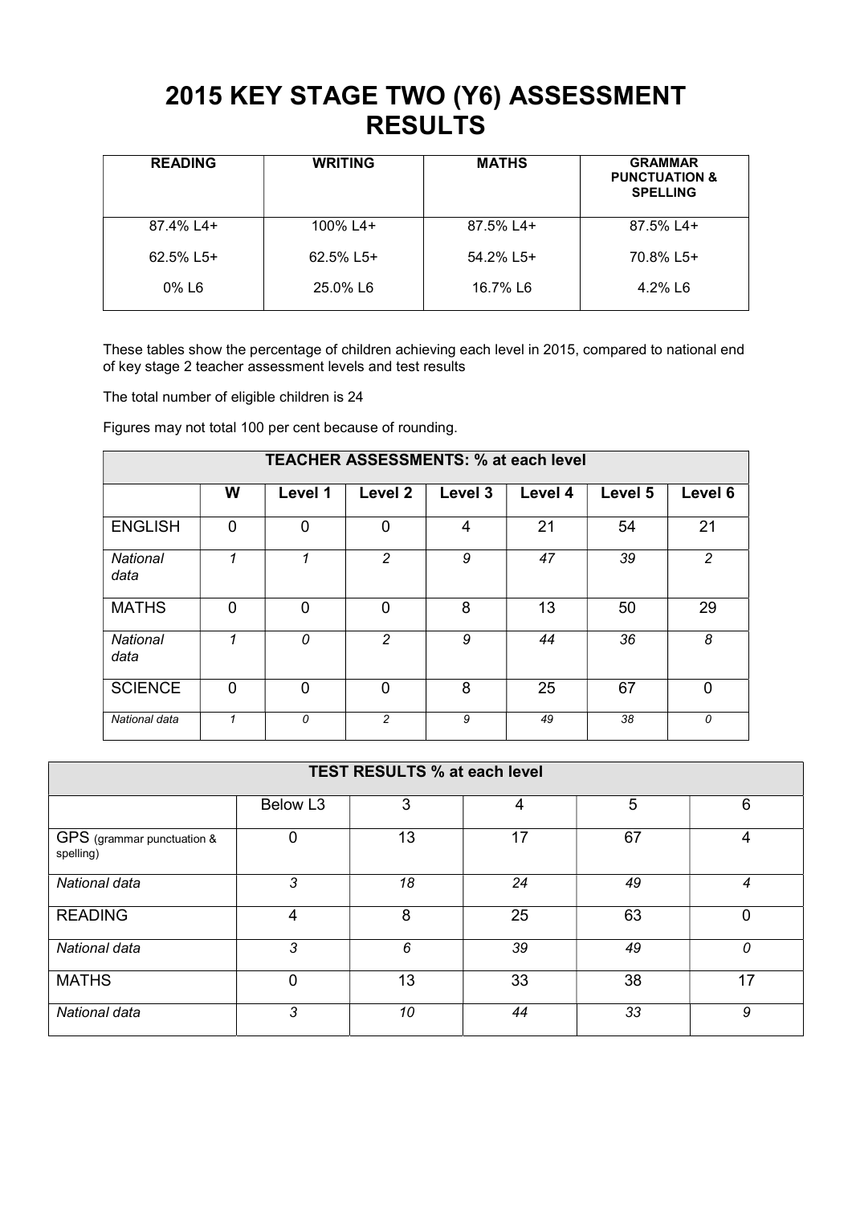# 2015 KEY STAGE TWO (Y6) ASSESSMENT RESULTS

| READING | WRITING | MATHS | GRAMMAR PUNCTUATION & SPELLING |
|---|---|---|---|
| 87.4% L4+<br>62.5% L5+<br>0% L6 | 100% L4+<br>62.5% L5+<br>25.0% L6 | 87.5% L4+<br>54.2% L5+<br>16.7% L6 | 87.5% L4+<br>70.8% L5+<br>4.2% L6 |

These tables show the percentage of children achieving each level in 2015, compared to national end of key stage 2 teacher assessment levels and test results

The total number of eligible children is 24

Figures may not total 100 per cent because of rounding.

| TEACHER ASSESSMENTS: % at each level | | | | | | | |
|---|---|---|---|---|---|---|---|
| | W | Level 1 | Level 2 | Level 3 | Level 4 | Level 5 | Level 6 |
| ENGLISH | 0 | 0 | 0 | 4 | 21 | 54 | 21 |
| *National data* | *1* | *1* | *2* | *9* | *47* | *39* | *2* |
| MATHS | 0 | 0 | 0 | 8 | 13 | 50 | 29 |
| *National data* | *1* | *0* | *2* | *9* | *44* | *36* | *8* |
| SCIENCE | 0 | 0 | 0 | 8 | 25 | 67 | 0 |
| *National data* | *1* | *0* | *2* | *9* | *49* | *38* | *0* |

| TEST RESULTS % at each level | | | | | |
|---|---|---|---|---|---|
| | Below L3 | 3 | 4 | 5 | 6 |
| GPS (grammar punctuation & spelling) | 0 | 13 | 17 | 67 | 4 |
| *National data* | *3* | *18* | *24* | *49* | *4* |
| READING | 4 | 8 | 25 | 63 | 0 |
| *National data* | *3* | *6* | *39* | *49* | *0* |
| MATHS | 0 | 13 | 33 | 38 | 17 |
| *National data* | *3* | *10* | *44* | *33* | *9* |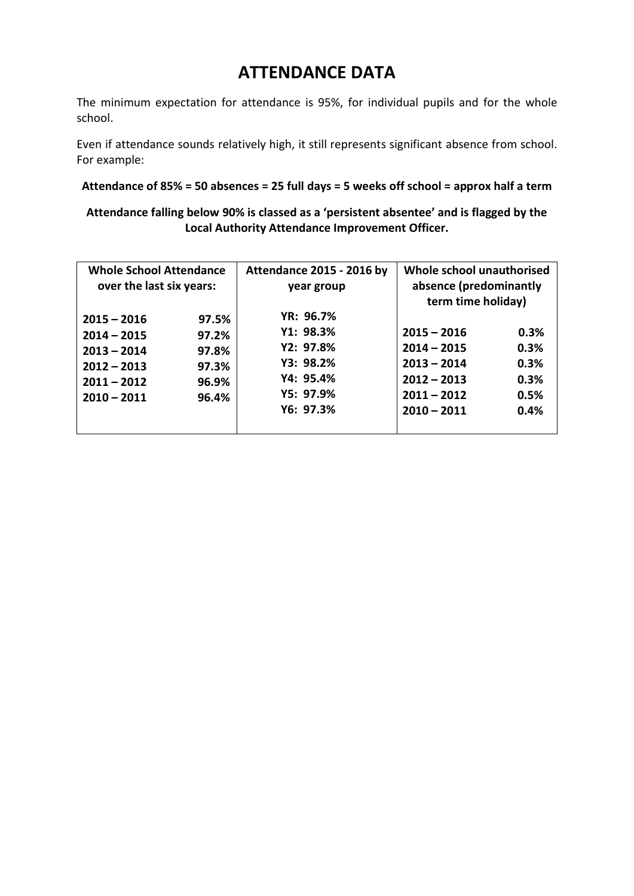# ATTENDANCE DATA

The minimum expectation for attendance is 95%, for individual pupils and for the whole school.

Even if attendance sounds relatively high, it still represents significant absence from school. For example:

**Attendance of 85% = 50 absences = 25 full days = 5 weeks off school = approx half a term**

**Attendance falling below 90% is classed as a 'persistent absentee' and is flagged by the Local Authority Attendance Improvement Officer.**

| Whole School Attendance over the last six years: | Attendance 2015 - 2016 by year group | Whole school unauthorised absence (predominantly term time holiday) |
|---|---|---|
| **2015 – 2016** **97.5%** | **YR: 96.7%** | |
| **2014 – 2015** **97.2%** | **Y1: 98.3%** | **2015 – 2016** **0.3%** |
| **2013 – 2014** **97.8%** | **Y2: 97.8%** | **2014 – 2015** **0.3%** |
| **2012 – 2013** **97.3%** | **Y3: 98.2%** | **2013 – 2014** **0.3%** |
| **2011 – 2012** **96.9%** | **Y4: 95.4%** | **2012 – 2013** **0.3%** |
| **2010 – 2011** **96.4%** | **Y5: 97.9%** | **2011 – 2012** **0.5%** |
| | **Y6: 97.3%** | **2010 – 2011** **0.4%** |